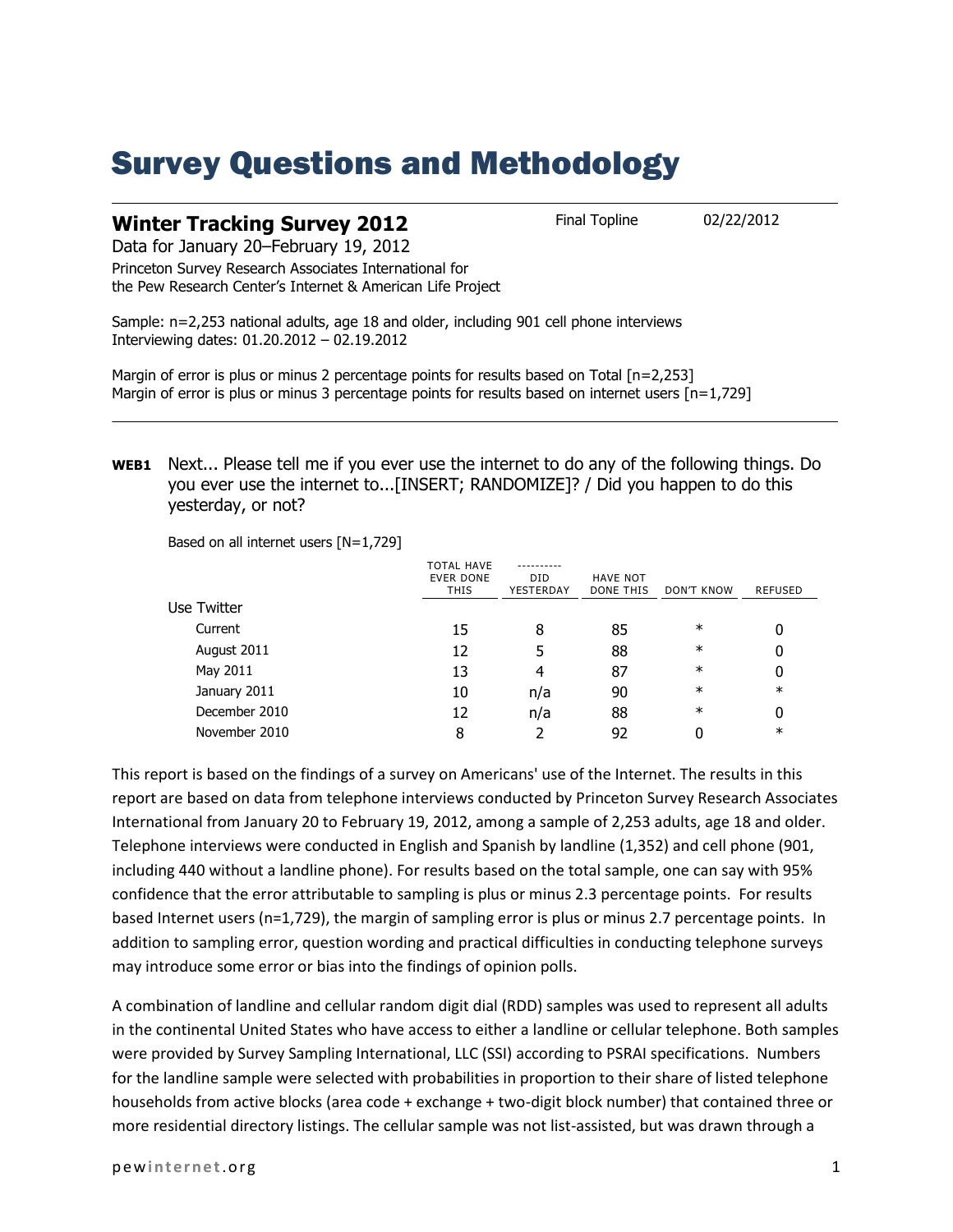# Survey Questions and Methodology

## Winter Tracking Survey 2012

Final Topline 02/22/2012

Data for January 20–February 19, 2012

Princeton Survey Research Associates International for the Pew Research Center's Internet & American Life Project

Sample: n=2,253 national adults, age 18 and older, including 901 cell phone interviews
Interviewing dates: 01.20.2012 – 02.19.2012

Margin of error is plus or minus 2 percentage points for results based on Total [n=2,253]
Margin of error is plus or minus 3 percentage points for results based on internet users [n=1,729]

**WEB1** Next... Please tell me if you ever use the internet to do any of the following things. Do you ever use the internet to...[INSERT; RANDOMIZE]? / Did you happen to do this yesterday, or not?

Based on all internet users [N=1,729]

| | TOTAL HAVE EVER DONE THIS | ---------- DID YESTERDAY | HAVE NOT DONE THIS | DON'T KNOW | REFUSED |
|---|---|---|---|---|---|
| Use Twitter | | | | | |
| Current | 15 | 8 | 85 | * | 0 |
| August 2011 | 12 | 5 | 88 | * | 0 |
| May 2011 | 13 | 4 | 87 | * | 0 |
| January 2011 | 10 | n/a | 90 | * | * |
| December 2010 | 12 | n/a | 88 | * | 0 |
| November 2010 | 8 | 2 | 92 | 0 | * |

This report is based on the findings of a survey on Americans' use of the Internet. The results in this report are based on data from telephone interviews conducted by Princeton Survey Research Associates International from January 20 to February 19, 2012, among a sample of 2,253 adults, age 18 and older. Telephone interviews were conducted in English and Spanish by landline (1,352) and cell phone (901, including 440 without a landline phone). For results based on the total sample, one can say with 95% confidence that the error attributable to sampling is plus or minus 2.3 percentage points. For results based Internet users (n=1,729), the margin of sampling error is plus or minus 2.7 percentage points. In addition to sampling error, question wording and practical difficulties in conducting telephone surveys may introduce some error or bias into the findings of opinion polls.

A combination of landline and cellular random digit dial (RDD) samples was used to represent all adults in the continental United States who have access to either a landline or cellular telephone. Both samples were provided by Survey Sampling International, LLC (SSI) according to PSRAI specifications. Numbers for the landline sample were selected with probabilities in proportion to their share of listed telephone households from active blocks (area code + exchange + two-digit block number) that contained three or more residential directory listings. The cellular sample was not list-assisted, but was drawn through a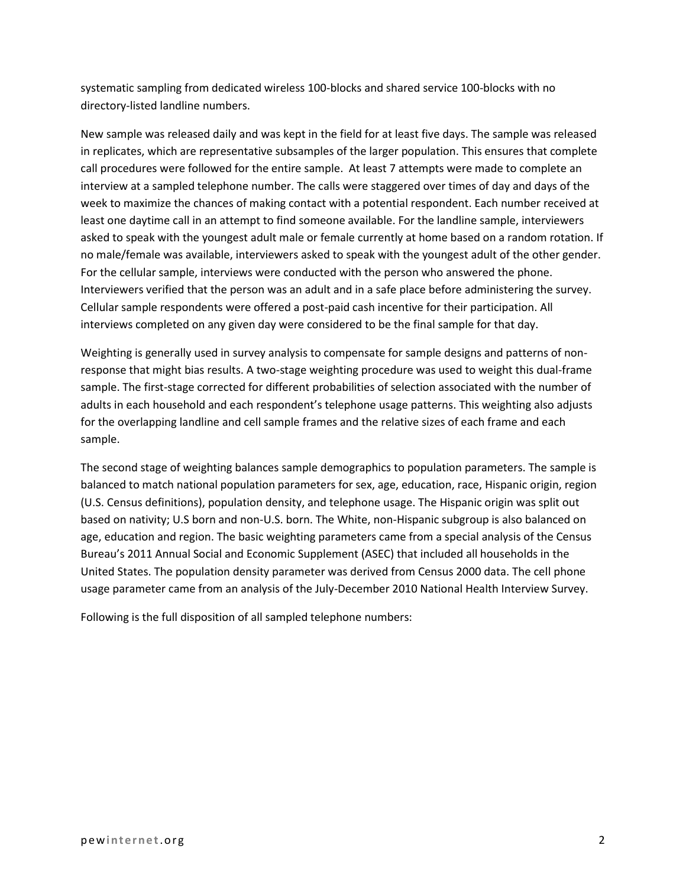systematic sampling from dedicated wireless 100-blocks and shared service 100-blocks with no directory-listed landline numbers.

New sample was released daily and was kept in the field for at least five days. The sample was released in replicates, which are representative subsamples of the larger population. This ensures that complete call procedures were followed for the entire sample. At least 7 attempts were made to complete an interview at a sampled telephone number. The calls were staggered over times of day and days of the week to maximize the chances of making contact with a potential respondent. Each number received at least one daytime call in an attempt to find someone available. For the landline sample, interviewers asked to speak with the youngest adult male or female currently at home based on a random rotation. If no male/female was available, interviewers asked to speak with the youngest adult of the other gender. For the cellular sample, interviews were conducted with the person who answered the phone. Interviewers verified that the person was an adult and in a safe place before administering the survey. Cellular sample respondents were offered a post-paid cash incentive for their participation. All interviews completed on any given day were considered to be the final sample for that day.

Weighting is generally used in survey analysis to compensate for sample designs and patterns of non-response that might bias results. A two-stage weighting procedure was used to weight this dual-frame sample. The first-stage corrected for different probabilities of selection associated with the number of adults in each household and each respondent's telephone usage patterns. This weighting also adjusts for the overlapping landline and cell sample frames and the relative sizes of each frame and each sample.

The second stage of weighting balances sample demographics to population parameters. The sample is balanced to match national population parameters for sex, age, education, race, Hispanic origin, region (U.S. Census definitions), population density, and telephone usage. The Hispanic origin was split out based on nativity; U.S born and non-U.S. born. The White, non-Hispanic subgroup is also balanced on age, education and region. The basic weighting parameters came from a special analysis of the Census Bureau's 2011 Annual Social and Economic Supplement (ASEC) that included all households in the United States. The population density parameter was derived from Census 2000 data. The cell phone usage parameter came from an analysis of the July-December 2010 National Health Interview Survey.

Following is the full disposition of all sampled telephone numbers: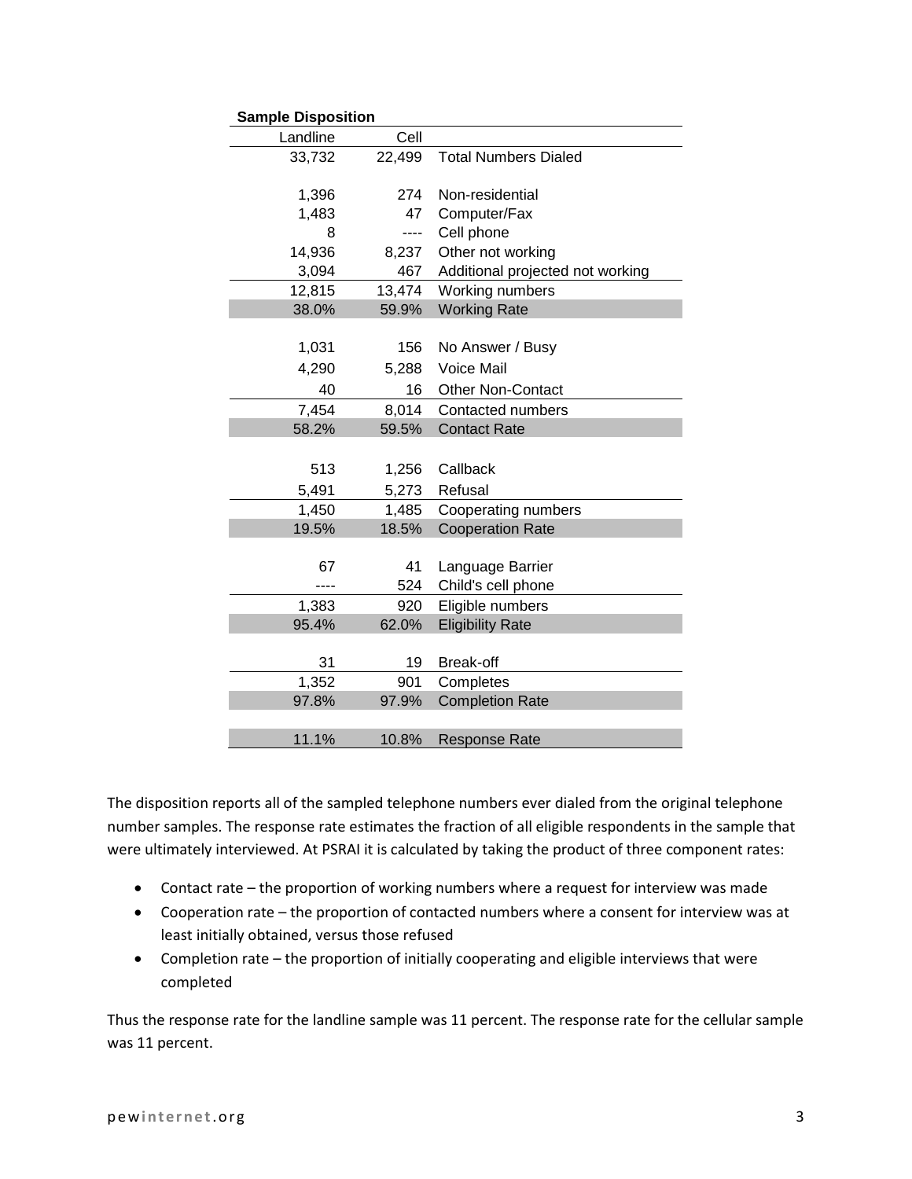**Sample Disposition**

| Landline | Cell | |
|---|---|---|
| 33,732 | 22,499 | Total Numbers Dialed |
| | | |
| 1,396 | 274 | Non-residential |
| 1,483 | 47 | Computer/Fax |
| 8 | ---- | Cell phone |
| 14,936 | 8,237 | Other not working |
| 3,094 | 467 | Additional projected not working |
| 12,815 | 13,474 | Working numbers |
| 38.0% | 59.9% | Working Rate |
| | | |
| 1,031 | 156 | No Answer / Busy |
| 4,290 | 5,288 | Voice Mail |
| 40 | 16 | Other Non-Contact |
| 7,454 | 8,014 | Contacted numbers |
| 58.2% | 59.5% | Contact Rate |
| | | |
| 513 | 1,256 | Callback |
| 5,491 | 5,273 | Refusal |
| 1,450 | 1,485 | Cooperating numbers |
| 19.5% | 18.5% | Cooperation Rate |
| | | |
| 67 | 41 | Language Barrier |
| ---- | 524 | Child's cell phone |
| 1,383 | 920 | Eligible numbers |
| 95.4% | 62.0% | Eligibility Rate |
| | | |
| 31 | 19 | Break-off |
| 1,352 | 901 | Completes |
| 97.8% | 97.9% | Completion Rate |
| | | |
| 11.1% | 10.8% | Response Rate |

The disposition reports all of the sampled telephone numbers ever dialed from the original telephone number samples. The response rate estimates the fraction of all eligible respondents in the sample that were ultimately interviewed. At PSRAI it is calculated by taking the product of three component rates:

- Contact rate – the proportion of working numbers where a request for interview was made
- Cooperation rate – the proportion of contacted numbers where a consent for interview was at least initially obtained, versus those refused
- Completion rate – the proportion of initially cooperating and eligible interviews that were completed

Thus the response rate for the landline sample was 11 percent. The response rate for the cellular sample was 11 percent.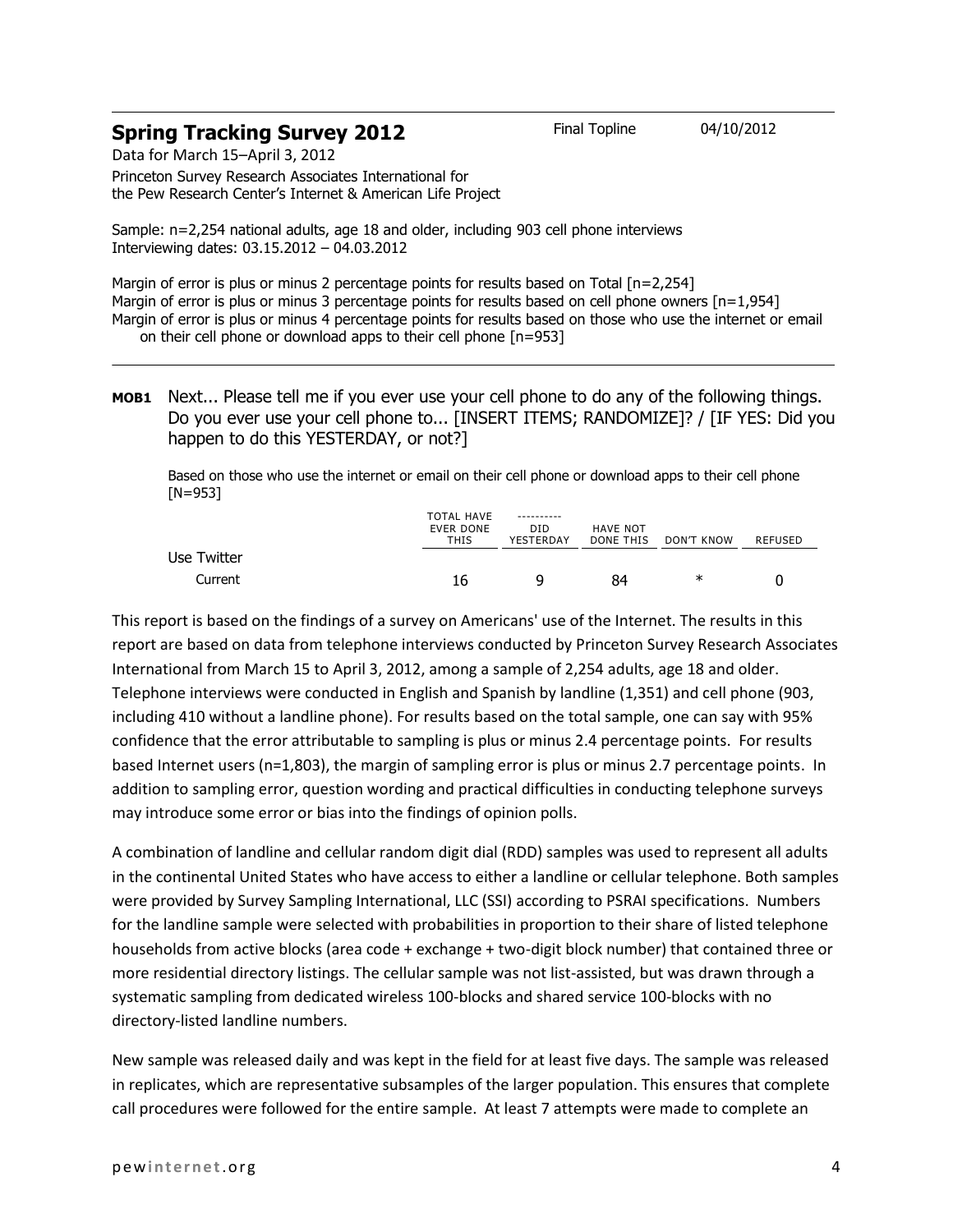## Spring Tracking Survey 2012

Final Topline 04/10/2012

Data for March 15–April 3, 2012

Princeton Survey Research Associates International for the Pew Research Center's Internet & American Life Project

Sample: n=2,254 national adults, age 18 and older, including 903 cell phone interviews
Interviewing dates: 03.15.2012 – 04.03.2012

Margin of error is plus or minus 2 percentage points for results based on Total [n=2,254]
Margin of error is plus or minus 3 percentage points for results based on cell phone owners [n=1,954]
Margin of error is plus or minus 4 percentage points for results based on those who use the internet or email on their cell phone or download apps to their cell phone [n=953]

**MOB1** Next... Please tell me if you ever use your cell phone to do any of the following things. Do you ever use your cell phone to... [INSERT ITEMS; RANDOMIZE]? / [IF YES: Did you happen to do this YESTERDAY, or not?]

Based on those who use the internet or email on their cell phone or download apps to their cell phone [N=953]

| | TOTAL HAVE EVER DONE THIS | DID YESTERDAY | HAVE NOT DONE THIS | DON'T KNOW | REFUSED |
|---|---|---|---|---|---|
| Use Twitter | | | | | |
| Current | 16 | 9 | 84 | * | 0 |

This report is based on the findings of a survey on Americans' use of the Internet. The results in this report are based on data from telephone interviews conducted by Princeton Survey Research Associates International from March 15 to April 3, 2012, among a sample of 2,254 adults, age 18 and older. Telephone interviews were conducted in English and Spanish by landline (1,351) and cell phone (903, including 410 without a landline phone). For results based on the total sample, one can say with 95% confidence that the error attributable to sampling is plus or minus 2.4 percentage points. For results based Internet users (n=1,803), the margin of sampling error is plus or minus 2.7 percentage points. In addition to sampling error, question wording and practical difficulties in conducting telephone surveys may introduce some error or bias into the findings of opinion polls.

A combination of landline and cellular random digit dial (RDD) samples was used to represent all adults in the continental United States who have access to either a landline or cellular telephone. Both samples were provided by Survey Sampling International, LLC (SSI) according to PSRAI specifications. Numbers for the landline sample were selected with probabilities in proportion to their share of listed telephone households from active blocks (area code + exchange + two-digit block number) that contained three or more residential directory listings. The cellular sample was not list-assisted, but was drawn through a systematic sampling from dedicated wireless 100-blocks and shared service 100-blocks with no directory-listed landline numbers.

New sample was released daily and was kept in the field for at least five days. The sample was released in replicates, which are representative subsamples of the larger population. This ensures that complete call procedures were followed for the entire sample. At least 7 attempts were made to complete an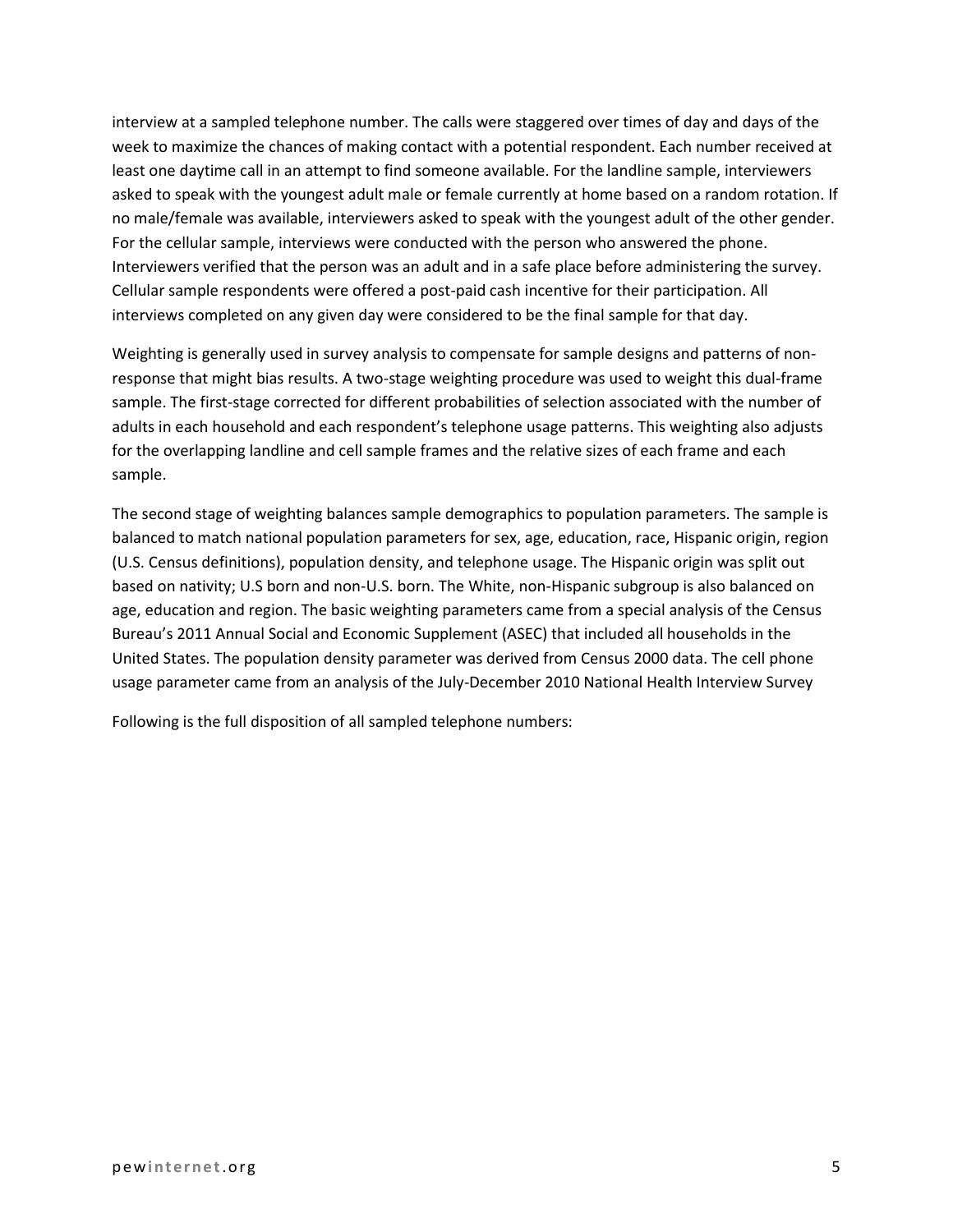interview at a sampled telephone number. The calls were staggered over times of day and days of the week to maximize the chances of making contact with a potential respondent. Each number received at least one daytime call in an attempt to find someone available. For the landline sample, interviewers asked to speak with the youngest adult male or female currently at home based on a random rotation. If no male/female was available, interviewers asked to speak with the youngest adult of the other gender. For the cellular sample, interviews were conducted with the person who answered the phone. Interviewers verified that the person was an adult and in a safe place before administering the survey. Cellular sample respondents were offered a post-paid cash incentive for their participation. All interviews completed on any given day were considered to be the final sample for that day.

Weighting is generally used in survey analysis to compensate for sample designs and patterns of non-response that might bias results. A two-stage weighting procedure was used to weight this dual-frame sample. The first-stage corrected for different probabilities of selection associated with the number of adults in each household and each respondent's telephone usage patterns. This weighting also adjusts for the overlapping landline and cell sample frames and the relative sizes of each frame and each sample.

The second stage of weighting balances sample demographics to population parameters. The sample is balanced to match national population parameters for sex, age, education, race, Hispanic origin, region (U.S. Census definitions), population density, and telephone usage. The Hispanic origin was split out based on nativity; U.S born and non-U.S. born. The White, non-Hispanic subgroup is also balanced on age, education and region. The basic weighting parameters came from a special analysis of the Census Bureau's 2011 Annual Social and Economic Supplement (ASEC) that included all households in the United States. The population density parameter was derived from Census 2000 data. The cell phone usage parameter came from an analysis of the July-December 2010 National Health Interview Survey

Following is the full disposition of all sampled telephone numbers: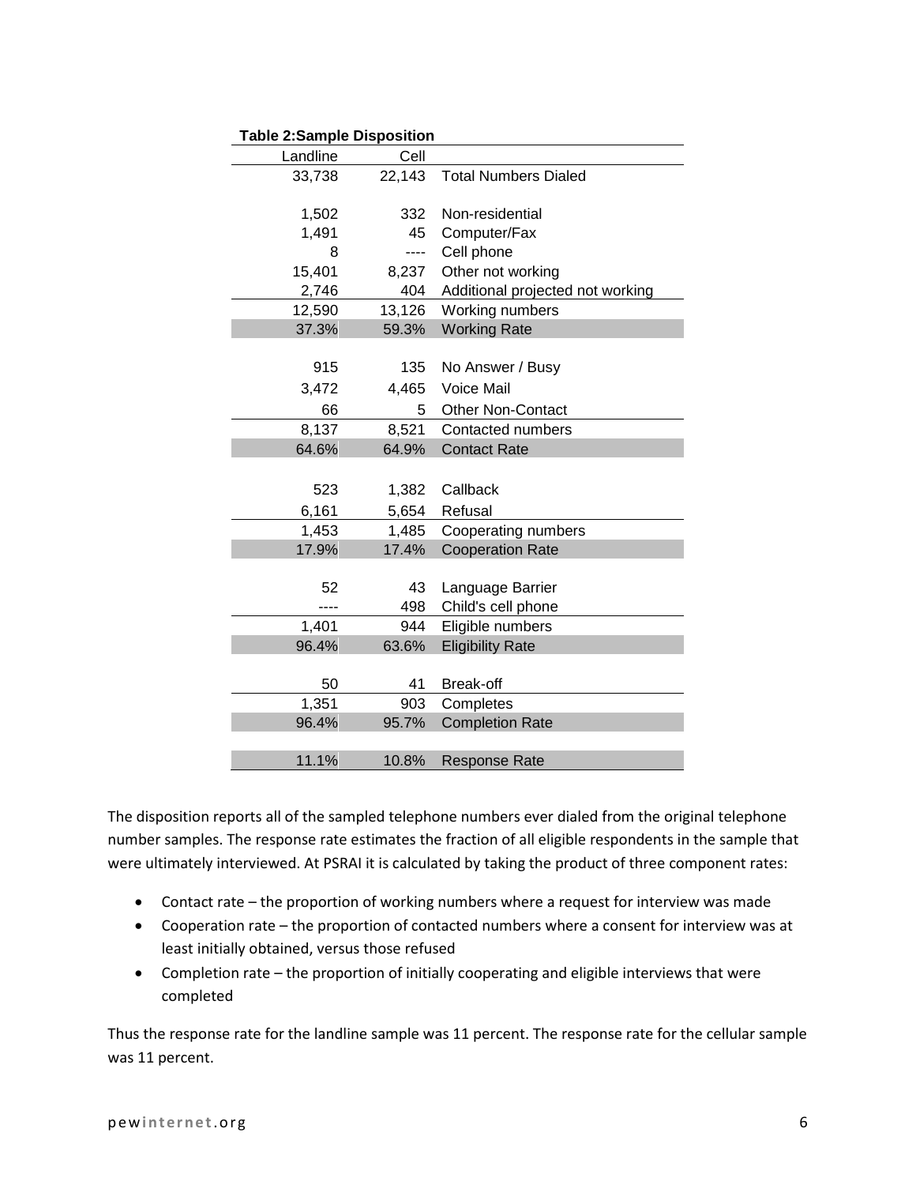**Table 2:Sample Disposition**

| Landline | Cell | |
|---|---|---|
| 33,738 | 22,143 | Total Numbers Dialed |
| | | |
| 1,502 | 332 | Non-residential |
| 1,491 | 45 | Computer/Fax |
| 8 | ---- | Cell phone |
| 15,401 | 8,237 | Other not working |
| 2,746 | 404 | Additional projected not working |
| 12,590 | 13,126 | Working numbers |
| 37.3% | 59.3% | Working Rate |
| | | |
| 915 | 135 | No Answer / Busy |
| 3,472 | 4,465 | Voice Mail |
| 66 | 5 | Other Non-Contact |
| 8,137 | 8,521 | Contacted numbers |
| 64.6% | 64.9% | Contact Rate |
| | | |
| 523 | 1,382 | Callback |
| 6,161 | 5,654 | Refusal |
| 1,453 | 1,485 | Cooperating numbers |
| 17.9% | 17.4% | Cooperation Rate |
| | | |
| 52 | 43 | Language Barrier |
| ---- | 498 | Child's cell phone |
| 1,401 | 944 | Eligible numbers |
| 96.4% | 63.6% | Eligibility Rate |
| | | |
| 50 | 41 | Break-off |
| 1,351 | 903 | Completes |
| 96.4% | 95.7% | Completion Rate |
| | | |
| 11.1% | 10.8% | Response Rate |

The disposition reports all of the sampled telephone numbers ever dialed from the original telephone number samples. The response rate estimates the fraction of all eligible respondents in the sample that were ultimately interviewed. At PSRAI it is calculated by taking the product of three component rates:

- Contact rate – the proportion of working numbers where a request for interview was made
- Cooperation rate – the proportion of contacted numbers where a consent for interview was at least initially obtained, versus those refused
- Completion rate – the proportion of initially cooperating and eligible interviews that were completed

Thus the response rate for the landline sample was 11 percent. The response rate for the cellular sample was 11 percent.